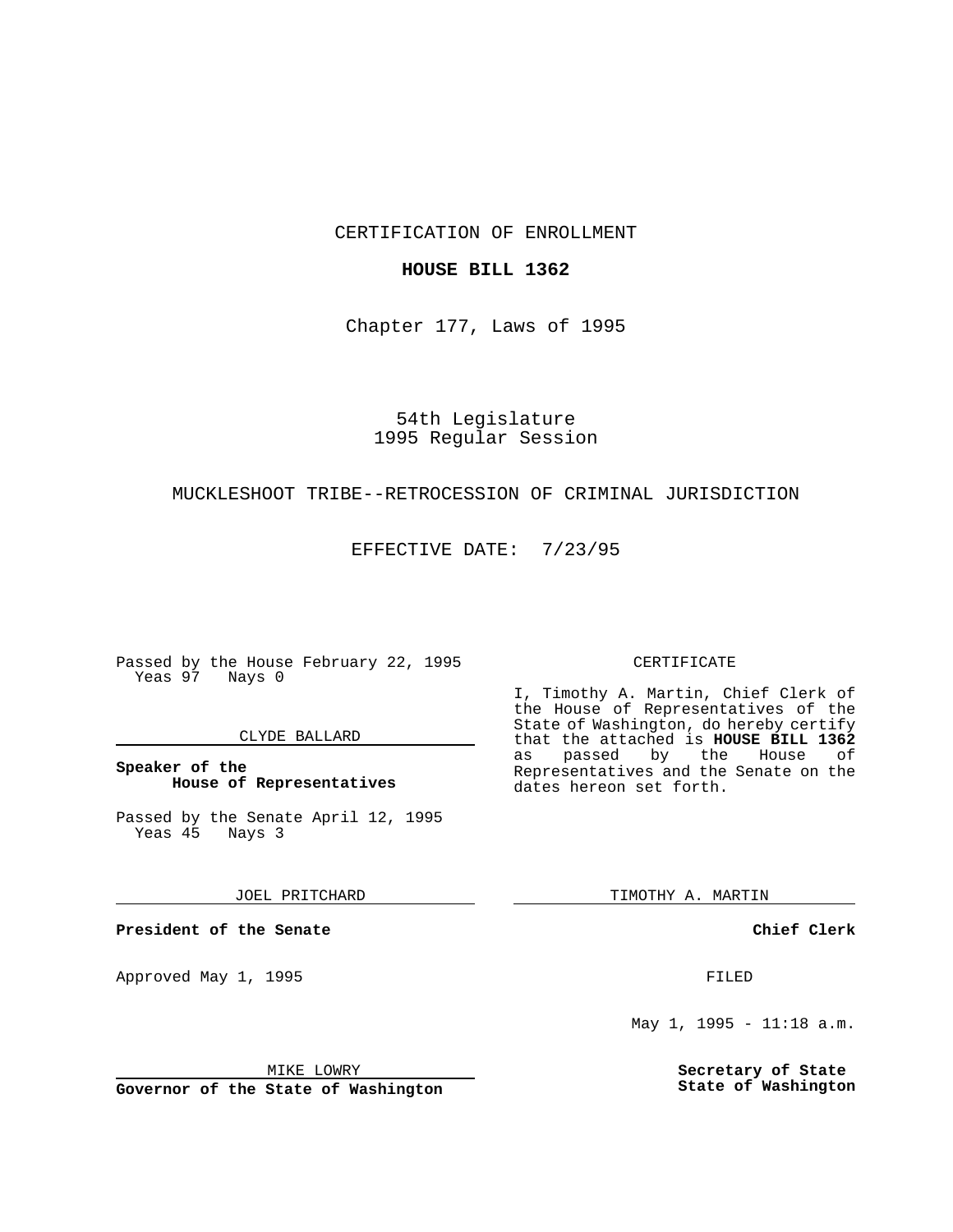CERTIFICATION OF ENROLLMENT

**HOUSE BILL 1362**

Chapter 177, Laws of 1995

54th Legislature
1995 Regular Session

MUCKLESHOOT TRIBE--RETROCESSION OF CRIMINAL JURISDICTION

EFFECTIVE DATE: 7/23/95

Passed by the House February 22, 1995
Yeas 97 Nays 0

CLYDE BALLARD

**Speaker of the House of Representatives**

Passed by the Senate April 12, 1995
Yeas 45 Nays 3

JOEL PRITCHARD

**President of the Senate**

Approved May 1, 1995

MIKE LOWRY

**Governor of the State of Washington**

CERTIFICATE

I, Timothy A. Martin, Chief Clerk of the House of Representatives of the State of Washington, do hereby certify that the attached is **HOUSE BILL 1362** as passed by the House of Representatives and the Senate on the dates hereon set forth.

TIMOTHY A. MARTIN

**Chief Clerk**

FILED

May 1, 1995 - 11:18 a.m.

**Secretary of State**
**State of Washington**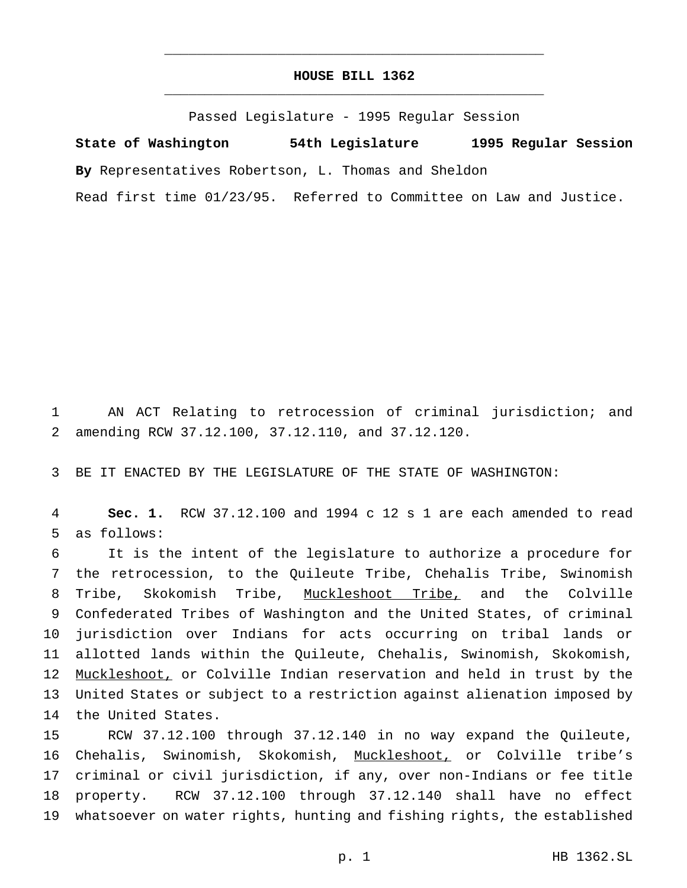# HOUSE BILL 1362

Passed Legislature - 1995 Regular Session

**State of Washington 54th Legislature 1995 Regular Session**

**By** Representatives Robertson, L. Thomas and Sheldon

Read first time 01/23/95. Referred to Committee on Law and Justice.

AN ACT Relating to retrocession of criminal jurisdiction; and amending RCW 37.12.100, 37.12.110, and 37.12.120.

BE IT ENACTED BY THE LEGISLATURE OF THE STATE OF WASHINGTON:

**Sec. 1.** RCW 37.12.100 and 1994 c 12 s 1 are each amended to read as follows:

It is the intent of the legislature to authorize a procedure for the retrocession, to the Quileute Tribe, Chehalis Tribe, Swinomish Tribe, Skokomish Tribe, <u>Muckleshoot Tribe,</u> and the Colville Confederated Tribes of Washington and the United States, of criminal jurisdiction over Indians for acts occurring on tribal lands or allotted lands within the Quileute, Chehalis, Swinomish, Skokomish, <u>Muckleshoot,</u> or Colville Indian reservation and held in trust by the United States or subject to a restriction against alienation imposed by the United States.

RCW 37.12.100 through 37.12.140 in no way expand the Quileute, Chehalis, Swinomish, Skokomish, <u>Muckleshoot,</u> or Colville tribe's criminal or civil jurisdiction, if any, over non-Indians or fee title property. RCW 37.12.100 through 37.12.140 shall have no effect whatsoever on water rights, hunting and fishing rights, the established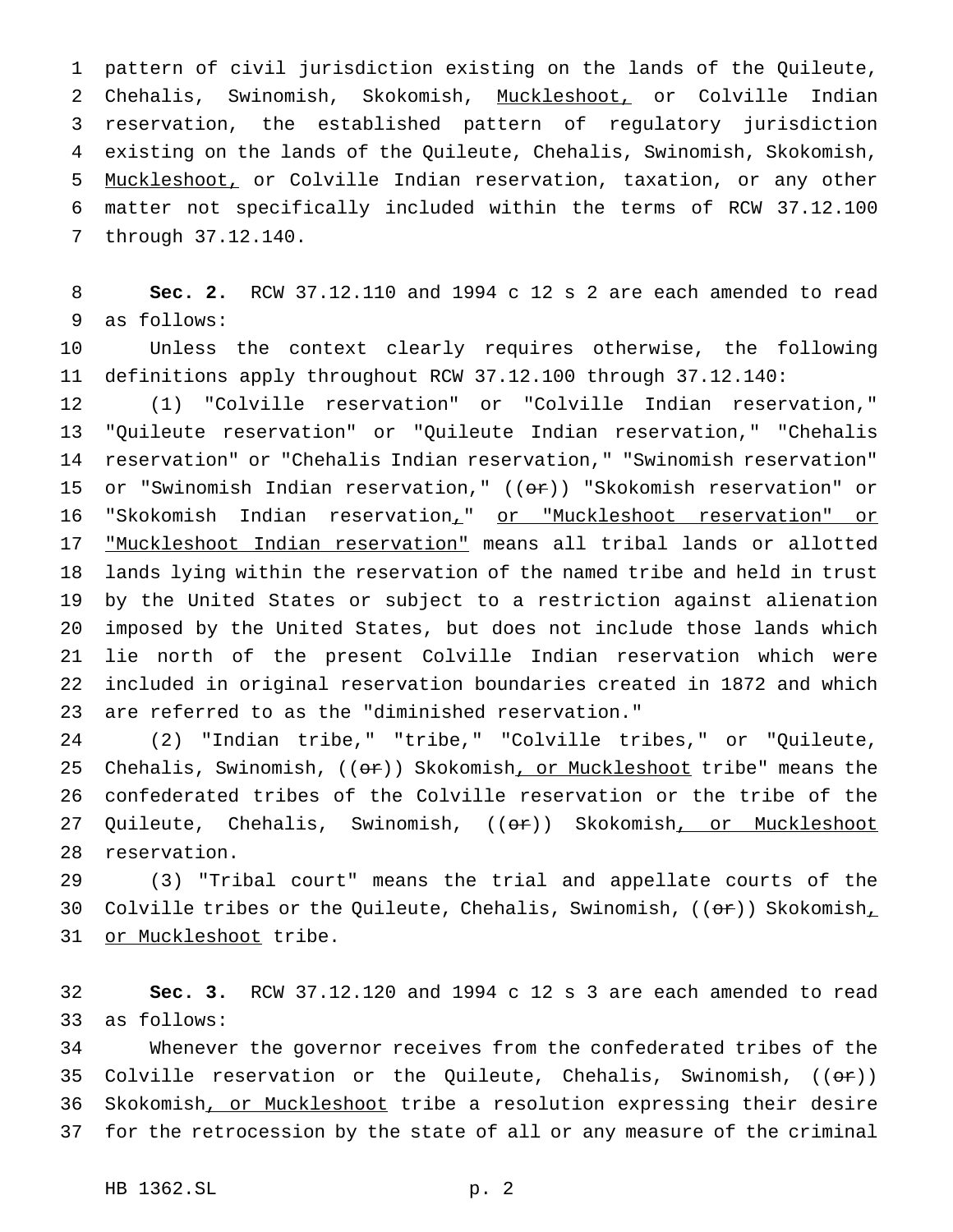pattern of civil jurisdiction existing on the lands of the Quileute, Chehalis, Swinomish, Skokomish, <u>Muckleshoot,</u> or Colville Indian reservation, the established pattern of regulatory jurisdiction existing on the lands of the Quileute, Chehalis, Swinomish, Skokomish, <u>Muckleshoot,</u> or Colville Indian reservation, taxation, or any other matter not specifically included within the terms of RCW 37.12.100 through 37.12.140.

**Sec. 2.** RCW 37.12.110 and 1994 c 12 s 2 are each amended to read as follows:

Unless the context clearly requires otherwise, the following definitions apply throughout RCW 37.12.100 through 37.12.140:

(1) "Colville reservation" or "Colville Indian reservation," "Quileute reservation" or "Quileute Indian reservation," "Chehalis reservation" or "Chehalis Indian reservation," "Swinomish reservation" or "Swinomish Indian reservation," ((~~or~~)) "Skokomish reservation" or "Skokomish Indian reservation<u>,</u>" <u>or "Muckleshoot reservation" or "Muckleshoot Indian reservation"</u> means all tribal lands or allotted lands lying within the reservation of the named tribe and held in trust by the United States or subject to a restriction against alienation imposed by the United States, but does not include those lands which lie north of the present Colville Indian reservation which were included in original reservation boundaries created in 1872 and which are referred to as the "diminished reservation."

(2) "Indian tribe," "tribe," "Colville tribes," or "Quileute, Chehalis, Swinomish, ((~~or~~)) Skokomish<u>, or Muckleshoot</u> tribe" means the confederated tribes of the Colville reservation or the tribe of the Quileute, Chehalis, Swinomish, ((~~or~~)) Skokomish<u>, or Muckleshoot</u> reservation.

(3) "Tribal court" means the trial and appellate courts of the Colville tribes or the Quileute, Chehalis, Swinomish, ((~~or~~)) Skokomish<u>, or Muckleshoot</u> tribe.

**Sec. 3.** RCW 37.12.120 and 1994 c 12 s 3 are each amended to read as follows:

Whenever the governor receives from the confederated tribes of the Colville reservation or the Quileute, Chehalis, Swinomish, ((~~or~~)) Skokomish<u>, or Muckleshoot</u> tribe a resolution expressing their desire for the retrocession by the state of all or any measure of the criminal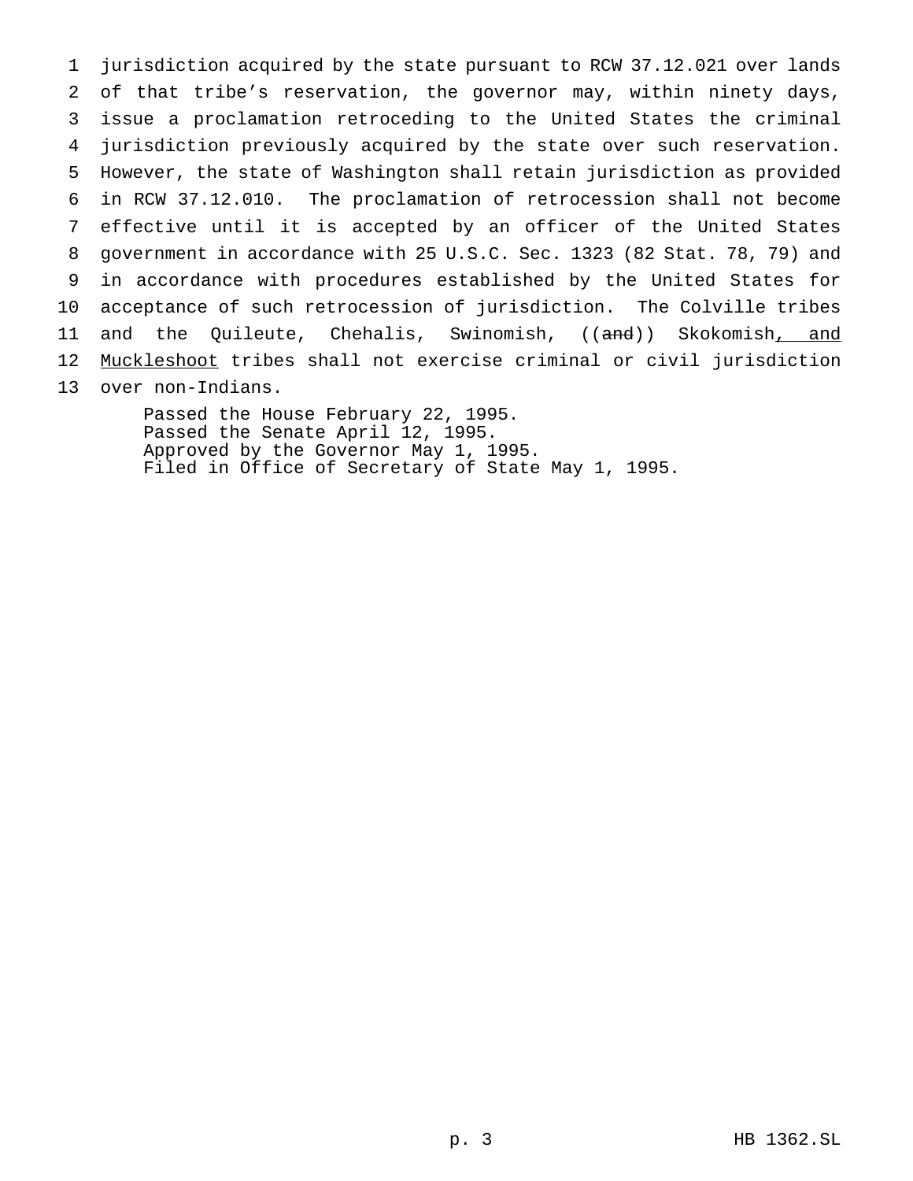jurisdiction acquired by the state pursuant to RCW 37.12.021 over lands of that tribe's reservation, the governor may, within ninety days, issue a proclamation retroceding to the United States the criminal jurisdiction previously acquired by the state over such reservation. However, the state of Washington shall retain jurisdiction as provided in RCW 37.12.010. The proclamation of retrocession shall not become effective until it is accepted by an officer of the United States government in accordance with 25 U.S.C. Sec. 1323 (82 Stat. 78, 79) and in accordance with procedures established by the United States for acceptance of such retrocession of jurisdiction. The Colville tribes and the Quileute, Chehalis, Swinomish, ((~~and~~)) Skokomish<u>, and Muckleshoot</u> tribes shall not exercise criminal or civil jurisdiction over non-Indians.

Passed the House February 22, 1995.
Passed the Senate April 12, 1995.
Approved by the Governor May 1, 1995.
Filed in Office of Secretary of State May 1, 1995.